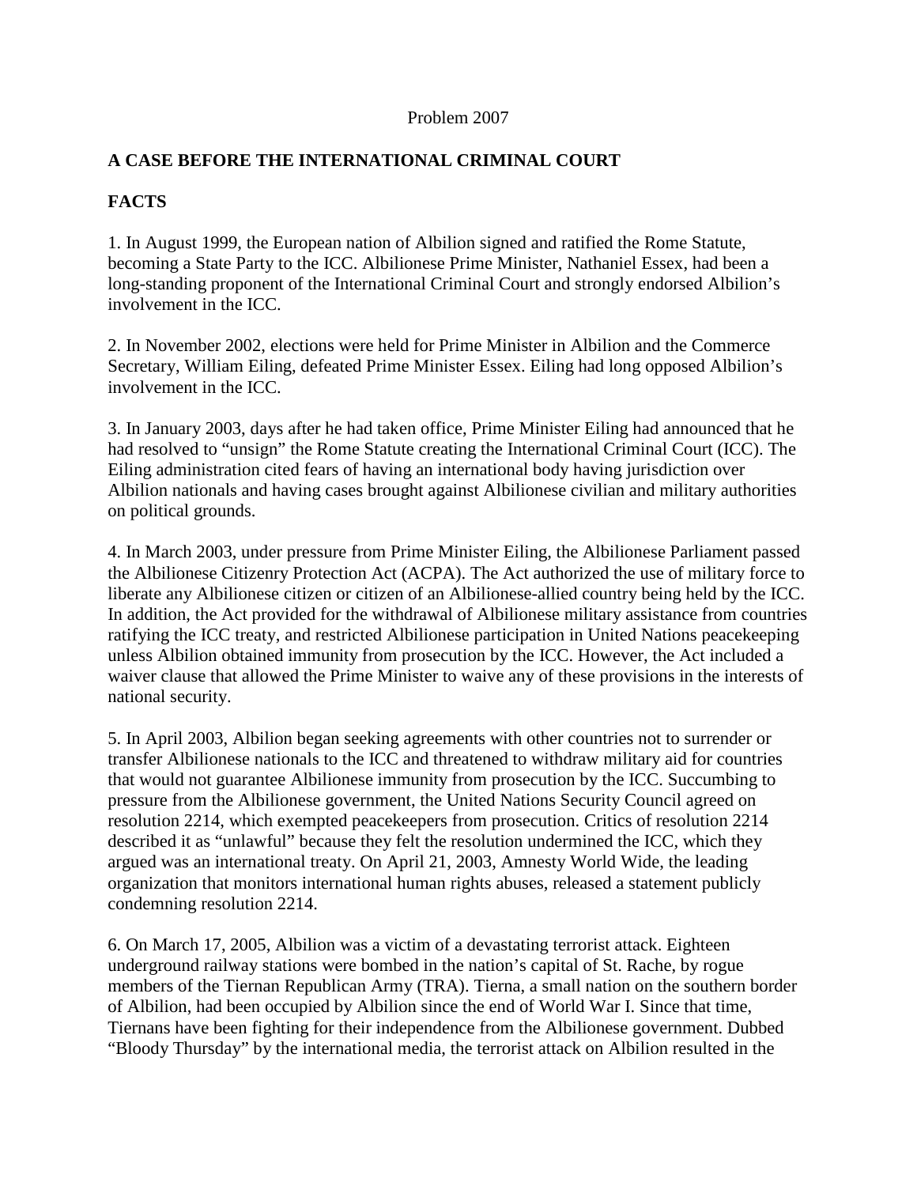Problem 2007

**A CASE BEFORE THE INTERNATIONAL CRIMINAL COURT**

**FACTS**

1. In August 1999, the European nation of Albilion signed and ratified the Rome Statute, becoming a State Party to the ICC. Albilionese Prime Minister, Nathaniel Essex, had been a long-standing proponent of the International Criminal Court and strongly endorsed Albilion's involvement in the ICC.

2. In November 2002, elections were held for Prime Minister in Albilion and the Commerce Secretary, William Eiling, defeated Prime Minister Essex. Eiling had long opposed Albilion's involvement in the ICC.

3. In January 2003, days after he had taken office, Prime Minister Eiling had announced that he had resolved to "unsign" the Rome Statute creating the International Criminal Court (ICC). The Eiling administration cited fears of having an international body having jurisdiction over Albilion nationals and having cases brought against Albilionese civilian and military authorities on political grounds.

4. In March 2003, under pressure from Prime Minister Eiling, the Albilionese Parliament passed the Albilionese Citizenry Protection Act (ACPA). The Act authorized the use of military force to liberate any Albilionese citizen or citizen of an Albilionese-allied country being held by the ICC. In addition, the Act provided for the withdrawal of Albilionese military assistance from countries ratifying the ICC treaty, and restricted Albilionese participation in United Nations peacekeeping unless Albilion obtained immunity from prosecution by the ICC. However, the Act included a waiver clause that allowed the Prime Minister to waive any of these provisions in the interests of national security.

5. In April 2003, Albilion began seeking agreements with other countries not to surrender or transfer Albilionese nationals to the ICC and threatened to withdraw military aid for countries that would not guarantee Albilionese immunity from prosecution by the ICC. Succumbing to pressure from the Albilionese government, the United Nations Security Council agreed on resolution 2214, which exempted peacekeepers from prosecution. Critics of resolution 2214 described it as "unlawful" because they felt the resolution undermined the ICC, which they argued was an international treaty. On April 21, 2003, Amnesty World Wide, the leading organization that monitors international human rights abuses, released a statement publicly condemning resolution 2214.

6. On March 17, 2005, Albilion was a victim of a devastating terrorist attack. Eighteen underground railway stations were bombed in the nation's capital of St. Rache, by rogue members of the Tiernan Republican Army (TRA). Tierna, a small nation on the southern border of Albilion, had been occupied by Albilion since the end of World War I. Since that time, Tiernans have been fighting for their independence from the Albilionese government. Dubbed "Bloody Thursday" by the international media, the terrorist attack on Albilion resulted in the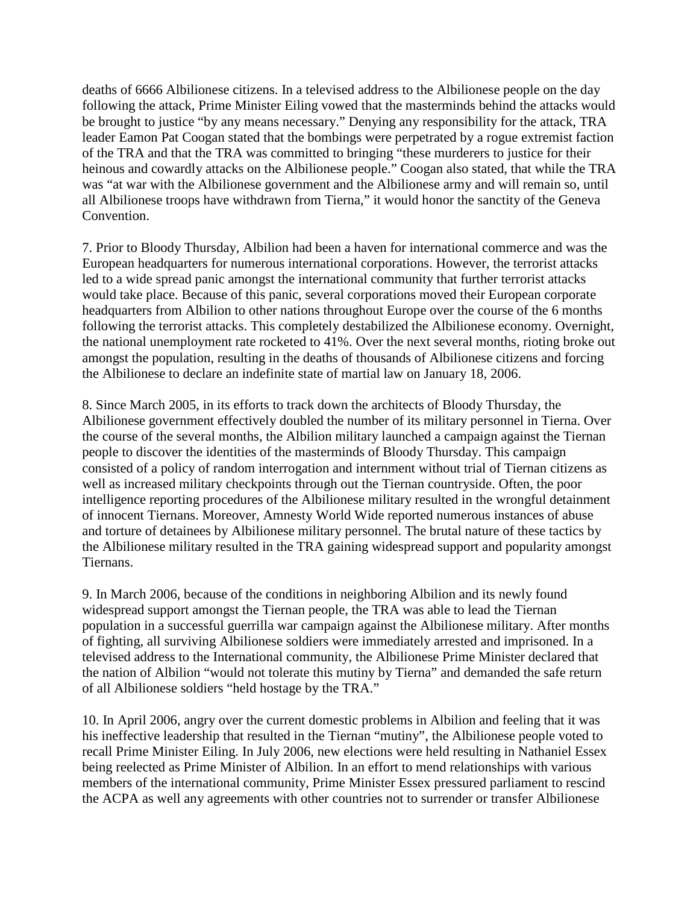deaths of 6666 Albilionese citizens. In a televised address to the Albilionese people on the day following the attack, Prime Minister Eiling vowed that the masterminds behind the attacks would be brought to justice "by any means necessary." Denying any responsibility for the attack, TRA leader Eamon Pat Coogan stated that the bombings were perpetrated by a rogue extremist faction of the TRA and that the TRA was committed to bringing "these murderers to justice for their heinous and cowardly attacks on the Albilionese people." Coogan also stated, that while the TRA was "at war with the Albilionese government and the Albilionese army and will remain so, until all Albilionese troops have withdrawn from Tierna," it would honor the sanctity of the Geneva Convention.

7. Prior to Bloody Thursday, Albilion had been a haven for international commerce and was the European headquarters for numerous international corporations. However, the terrorist attacks led to a wide spread panic amongst the international community that further terrorist attacks would take place. Because of this panic, several corporations moved their European corporate headquarters from Albilion to other nations throughout Europe over the course of the 6 months following the terrorist attacks. This completely destabilized the Albilionese economy. Overnight, the national unemployment rate rocketed to 41%. Over the next several months, rioting broke out amongst the population, resulting in the deaths of thousands of Albilionese citizens and forcing the Albilionese to declare an indefinite state of martial law on January 18, 2006.

8. Since March 2005, in its efforts to track down the architects of Bloody Thursday, the Albilionese government effectively doubled the number of its military personnel in Tierna. Over the course of the several months, the Albilion military launched a campaign against the Tiernan people to discover the identities of the masterminds of Bloody Thursday. This campaign consisted of a policy of random interrogation and internment without trial of Tiernan citizens as well as increased military checkpoints through out the Tiernan countryside. Often, the poor intelligence reporting procedures of the Albilionese military resulted in the wrongful detainment of innocent Tiernans. Moreover, Amnesty World Wide reported numerous instances of abuse and torture of detainees by Albilionese military personnel. The brutal nature of these tactics by the Albilionese military resulted in the TRA gaining widespread support and popularity amongst Tiernans.

9. In March 2006, because of the conditions in neighboring Albilion and its newly found widespread support amongst the Tiernan people, the TRA was able to lead the Tiernan population in a successful guerrilla war campaign against the Albilionese military. After months of fighting, all surviving Albilionese soldiers were immediately arrested and imprisoned. In a televised address to the International community, the Albilionese Prime Minister declared that the nation of Albilion "would not tolerate this mutiny by Tierna" and demanded the safe return of all Albilionese soldiers "held hostage by the TRA."

10. In April 2006, angry over the current domestic problems in Albilion and feeling that it was his ineffective leadership that resulted in the Tiernan "mutiny", the Albilionese people voted to recall Prime Minister Eiling. In July 2006, new elections were held resulting in Nathaniel Essex being reelected as Prime Minister of Albilion. In an effort to mend relationships with various members of the international community, Prime Minister Essex pressured parliament to rescind the ACPA as well any agreements with other countries not to surrender or transfer Albilionese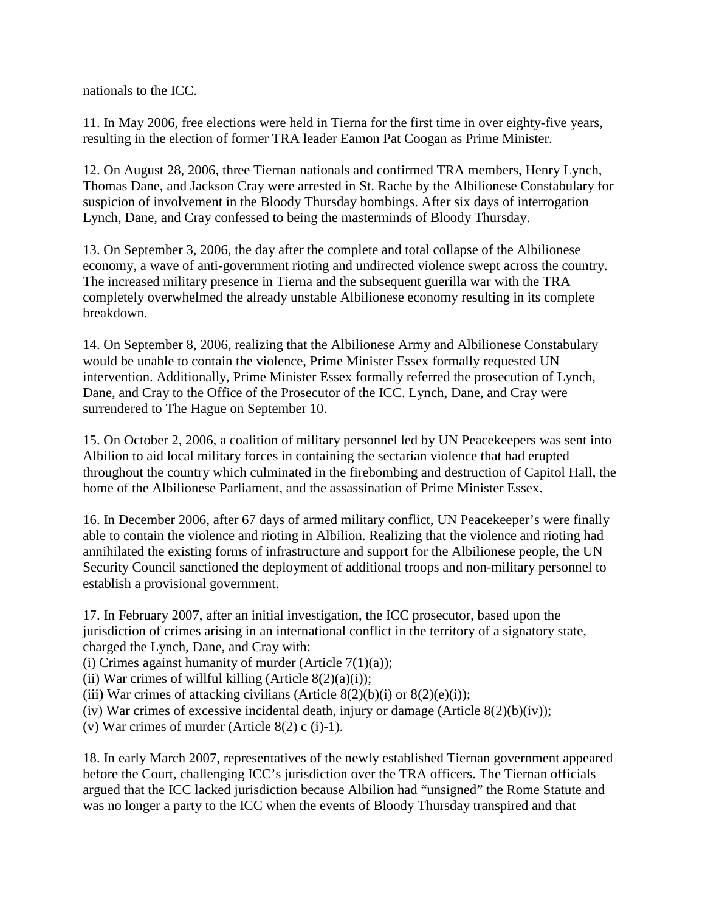nationals to the ICC.

11. In May 2006, free elections were held in Tierna for the first time in over eighty-five years, resulting in the election of former TRA leader Eamon Pat Coogan as Prime Minister.

12. On August 28, 2006, three Tiernan nationals and confirmed TRA members, Henry Lynch, Thomas Dane, and Jackson Cray were arrested in St. Rache by the Albilionese Constabulary for suspicion of involvement in the Bloody Thursday bombings. After six days of interrogation Lynch, Dane, and Cray confessed to being the masterminds of Bloody Thursday.

13. On September 3, 2006, the day after the complete and total collapse of the Albilionese economy, a wave of anti-government rioting and undirected violence swept across the country. The increased military presence in Tierna and the subsequent guerilla war with the TRA completely overwhelmed the already unstable Albilionese economy resulting in its complete breakdown.

14. On September 8, 2006, realizing that the Albilionese Army and Albilionese Constabulary would be unable to contain the violence, Prime Minister Essex formally requested UN intervention. Additionally, Prime Minister Essex formally referred the prosecution of Lynch, Dane, and Cray to the Office of the Prosecutor of the ICC. Lynch, Dane, and Cray were surrendered to The Hague on September 10.

15. On October 2, 2006, a coalition of military personnel led by UN Peacekeepers was sent into Albilion to aid local military forces in containing the sectarian violence that had erupted throughout the country which culminated in the firebombing and destruction of Capitol Hall, the home of the Albilionese Parliament, and the assassination of Prime Minister Essex.

16. In December 2006, after 67 days of armed military conflict, UN Peacekeeper's were finally able to contain the violence and rioting in Albilion. Realizing that the violence and rioting had annihilated the existing forms of infrastructure and support for the Albilionese people, the UN Security Council sanctioned the deployment of additional troops and non-military personnel to establish a provisional government.

17. In February 2007, after an initial investigation, the ICC prosecutor, based upon the jurisdiction of crimes arising in an international conflict in the territory of a signatory state, charged the Lynch, Dane, and Cray with:
(i) Crimes against humanity of murder (Article 7(1)(a));
(ii) War crimes of willful killing (Article 8(2)(a)(i));
(iii) War crimes of attacking civilians (Article 8(2)(b)(i) or 8(2)(e)(i));
(iv) War crimes of excessive incidental death, injury or damage (Article 8(2)(b)(iv));
(v) War crimes of murder (Article 8(2) c (i)-1).

18. In early March 2007, representatives of the newly established Tiernan government appeared before the Court, challenging ICC's jurisdiction over the TRA officers. The Tiernan officials argued that the ICC lacked jurisdiction because Albilion had "unsigned" the Rome Statute and was no longer a party to the ICC when the events of Bloody Thursday transpired and that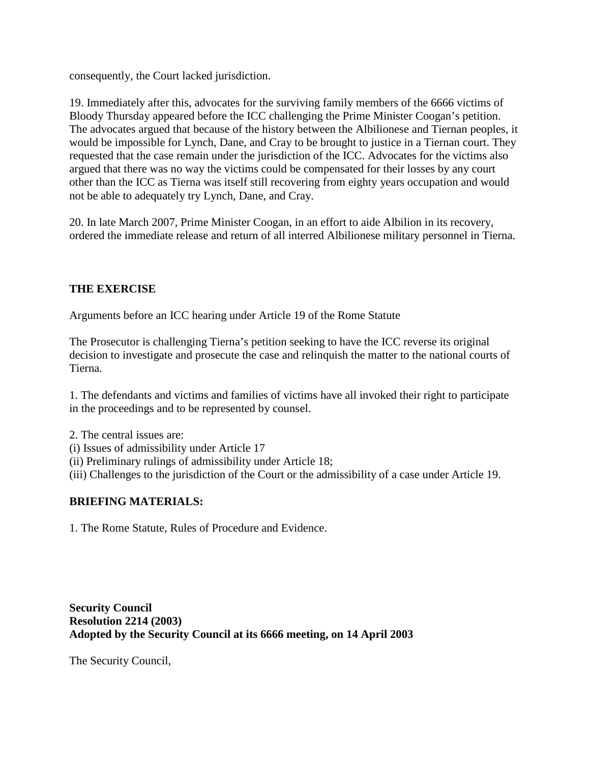consequently, the Court lacked jurisdiction.

19. Immediately after this, advocates for the surviving family members of the 6666 victims of Bloody Thursday appeared before the ICC challenging the Prime Minister Coogan's petition. The advocates argued that because of the history between the Albilionese and Tiernan peoples, it would be impossible for Lynch, Dane, and Cray to be brought to justice in a Tiernan court. They requested that the case remain under the jurisdiction of the ICC. Advocates for the victims also argued that there was no way the victims could be compensated for their losses by any court other than the ICC as Tierna was itself still recovering from eighty years occupation and would not be able to adequately try Lynch, Dane, and Cray.

20. In late March 2007, Prime Minister Coogan, in an effort to aide Albilion in its recovery, ordered the immediate release and return of all interred Albilionese military personnel in Tierna.

**THE EXERCISE**

Arguments before an ICC hearing under Article 19 of the Rome Statute

The Prosecutor is challenging Tierna's petition seeking to have the ICC reverse its original decision to investigate and prosecute the case and relinquish the matter to the national courts of Tierna.

1. The defendants and victims and families of victims have all invoked their right to participate in the proceedings and to be represented by counsel.

2. The central issues are:
(i) Issues of admissibility under Article 17
(ii) Preliminary rulings of admissibility under Article 18;
(iii) Challenges to the jurisdiction of the Court or the admissibility of a case under Article 19.

**BRIEFING MATERIALS:**

1. The Rome Statute, Rules of Procedure and Evidence.

**Security Council**
**Resolution 2214 (2003)**
**Adopted by the Security Council at its 6666 meeting, on 14 April 2003**

The Security Council,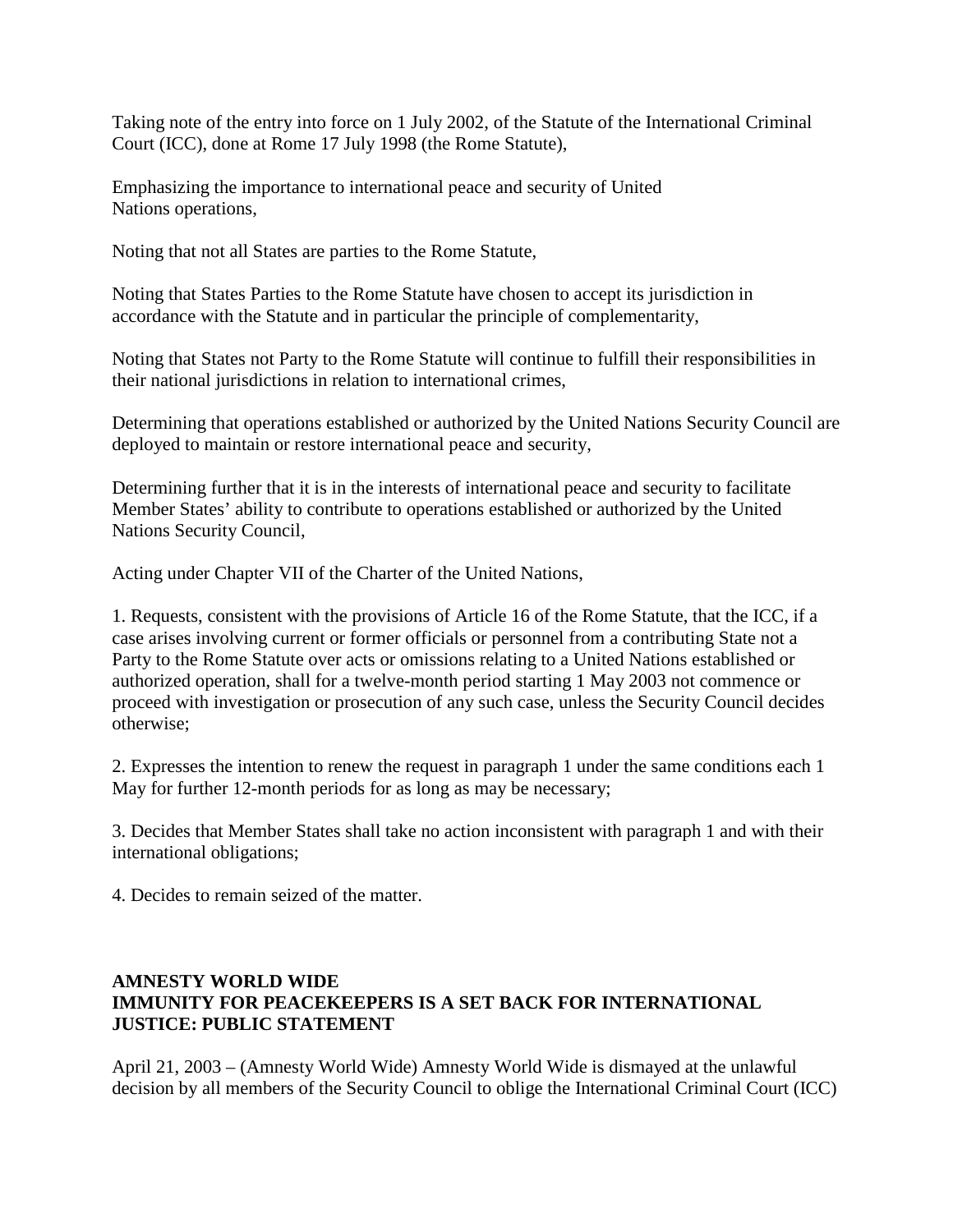Taking note of the entry into force on 1 July 2002, of the Statute of the International Criminal Court (ICC), done at Rome 17 July 1998 (the Rome Statute),

Emphasizing the importance to international peace and security of United Nations operations,

Noting that not all States are parties to the Rome Statute,

Noting that States Parties to the Rome Statute have chosen to accept its jurisdiction in accordance with the Statute and in particular the principle of complementarity,

Noting that States not Party to the Rome Statute will continue to fulfill their responsibilities in their national jurisdictions in relation to international crimes,

Determining that operations established or authorized by the United Nations Security Council are deployed to maintain or restore international peace and security,

Determining further that it is in the interests of international peace and security to facilitate Member States' ability to contribute to operations established or authorized by the United Nations Security Council,

Acting under Chapter VII of the Charter of the United Nations,

1. Requests, consistent with the provisions of Article 16 of the Rome Statute, that the ICC, if a case arises involving current or former officials or personnel from a contributing State not a Party to the Rome Statute over acts or omissions relating to a United Nations established or authorized operation, shall for a twelve-month period starting 1 May 2003 not commence or proceed with investigation or prosecution of any such case, unless the Security Council decides otherwise;

2. Expresses the intention to renew the request in paragraph 1 under the same conditions each 1 May for further 12-month periods for as long as may be necessary;

3. Decides that Member States shall take no action inconsistent with paragraph 1 and with their international obligations;

4. Decides to remain seized of the matter.

**AMNESTY WORLD WIDE**
**IMMUNITY FOR PEACEKEEPERS IS A SET BACK FOR INTERNATIONAL JUSTICE: PUBLIC STATEMENT**

April 21, 2003 – (Amnesty World Wide) Amnesty World Wide is dismayed at the unlawful decision by all members of the Security Council to oblige the International Criminal Court (ICC)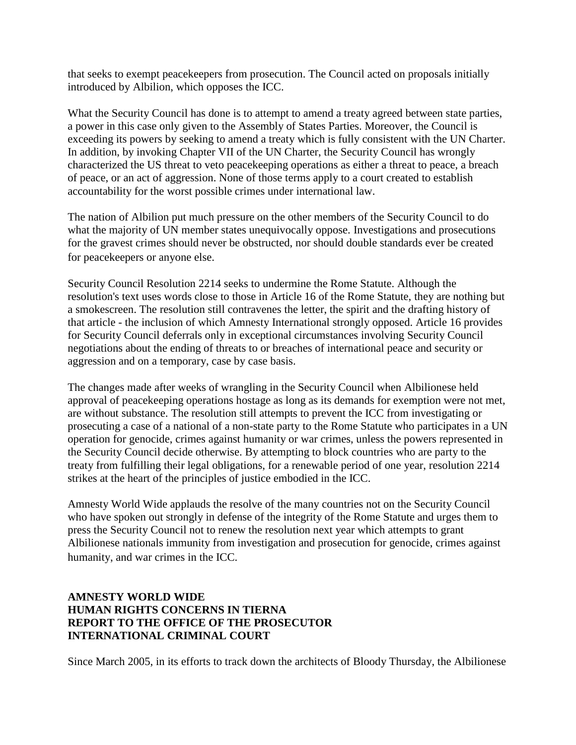that seeks to exempt peacekeepers from prosecution. The Council acted on proposals initially introduced by Albilion, which opposes the ICC.

What the Security Council has done is to attempt to amend a treaty agreed between state parties, a power in this case only given to the Assembly of States Parties. Moreover, the Council is exceeding its powers by seeking to amend a treaty which is fully consistent with the UN Charter. In addition, by invoking Chapter VII of the UN Charter, the Security Council has wrongly characterized the US threat to veto peacekeeping operations as either a threat to peace, a breach of peace, or an act of aggression. None of those terms apply to a court created to establish accountability for the worst possible crimes under international law.

The nation of Albilion put much pressure on the other members of the Security Council to do what the majority of UN member states unequivocally oppose. Investigations and prosecutions for the gravest crimes should never be obstructed, nor should double standards ever be created for peacekeepers or anyone else.

Security Council Resolution 2214 seeks to undermine the Rome Statute. Although the resolution's text uses words close to those in Article 16 of the Rome Statute, they are nothing but a smokescreen. The resolution still contravenes the letter, the spirit and the drafting history of that article - the inclusion of which Amnesty International strongly opposed. Article 16 provides for Security Council deferrals only in exceptional circumstances involving Security Council negotiations about the ending of threats to or breaches of international peace and security or aggression and on a temporary, case by case basis.

The changes made after weeks of wrangling in the Security Council when Albilionese held approval of peacekeeping operations hostage as long as its demands for exemption were not met, are without substance. The resolution still attempts to prevent the ICC from investigating or prosecuting a case of a national of a non-state party to the Rome Statute who participates in a UN operation for genocide, crimes against humanity or war crimes, unless the powers represented in the Security Council decide otherwise. By attempting to block countries who are party to the treaty from fulfilling their legal obligations, for a renewable period of one year, resolution 2214 strikes at the heart of the principles of justice embodied in the ICC.

Amnesty World Wide applauds the resolve of the many countries not on the Security Council who have spoken out strongly in defense of the integrity of the Rome Statute and urges them to press the Security Council not to renew the resolution next year which attempts to grant Albilionese nationals immunity from investigation and prosecution for genocide, crimes against humanity, and war crimes in the ICC.

**AMNESTY WORLD WIDE**
**HUMAN RIGHTS CONCERNS IN TIERNA**
**REPORT TO THE OFFICE OF THE PROSECUTOR**
**INTERNATIONAL CRIMINAL COURT**

Since March 2005, in its efforts to track down the architects of Bloody Thursday, the Albilionese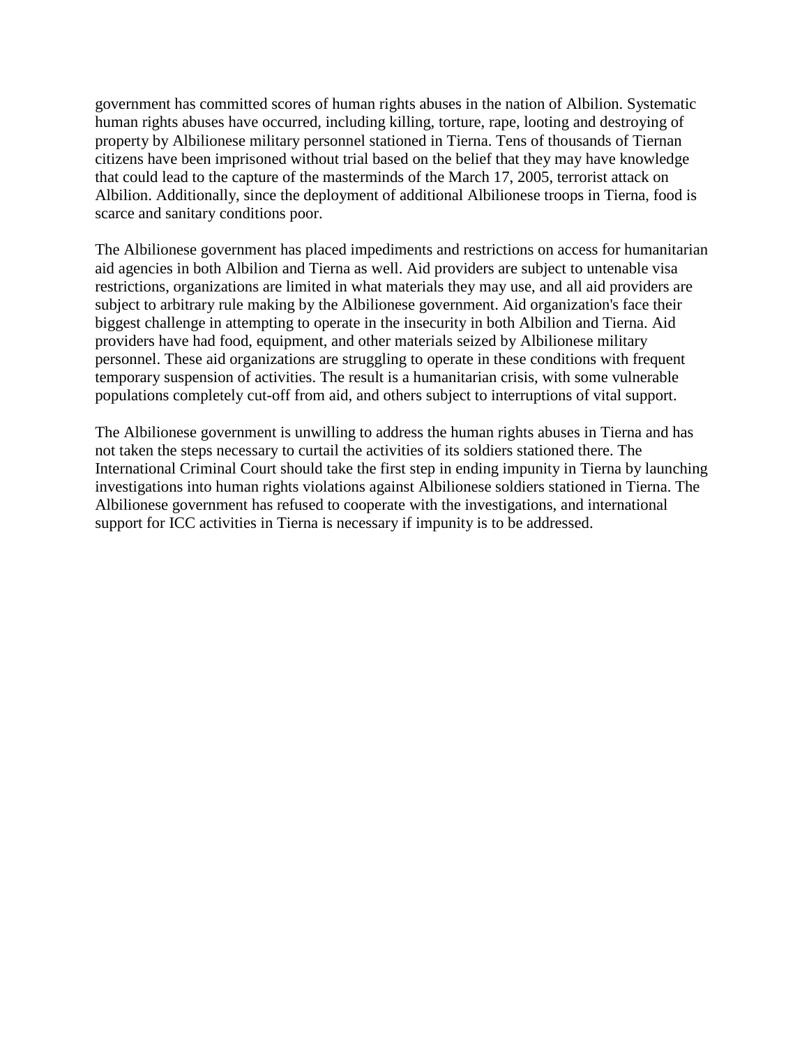government has committed scores of human rights abuses in the nation of Albilion. Systematic human rights abuses have occurred, including killing, torture, rape, looting and destroying of property by Albilionese military personnel stationed in Tierna. Tens of thousands of Tiernan citizens have been imprisoned without trial based on the belief that they may have knowledge that could lead to the capture of the masterminds of the March 17, 2005, terrorist attack on Albilion. Additionally, since the deployment of additional Albilionese troops in Tierna, food is scarce and sanitary conditions poor.

The Albilionese government has placed impediments and restrictions on access for humanitarian aid agencies in both Albilion and Tierna as well. Aid providers are subject to untenable visa restrictions, organizations are limited in what materials they may use, and all aid providers are subject to arbitrary rule making by the Albilionese government. Aid organization's face their biggest challenge in attempting to operate in the insecurity in both Albilion and Tierna. Aid providers have had food, equipment, and other materials seized by Albilionese military personnel. These aid organizations are struggling to operate in these conditions with frequent temporary suspension of activities. The result is a humanitarian crisis, with some vulnerable populations completely cut-off from aid, and others subject to interruptions of vital support.

The Albilionese government is unwilling to address the human rights abuses in Tierna and has not taken the steps necessary to curtail the activities of its soldiers stationed there. The International Criminal Court should take the first step in ending impunity in Tierna by launching investigations into human rights violations against Albilionese soldiers stationed in Tierna. The Albilionese government has refused to cooperate with the investigations, and international support for ICC activities in Tierna is necessary if impunity is to be addressed.